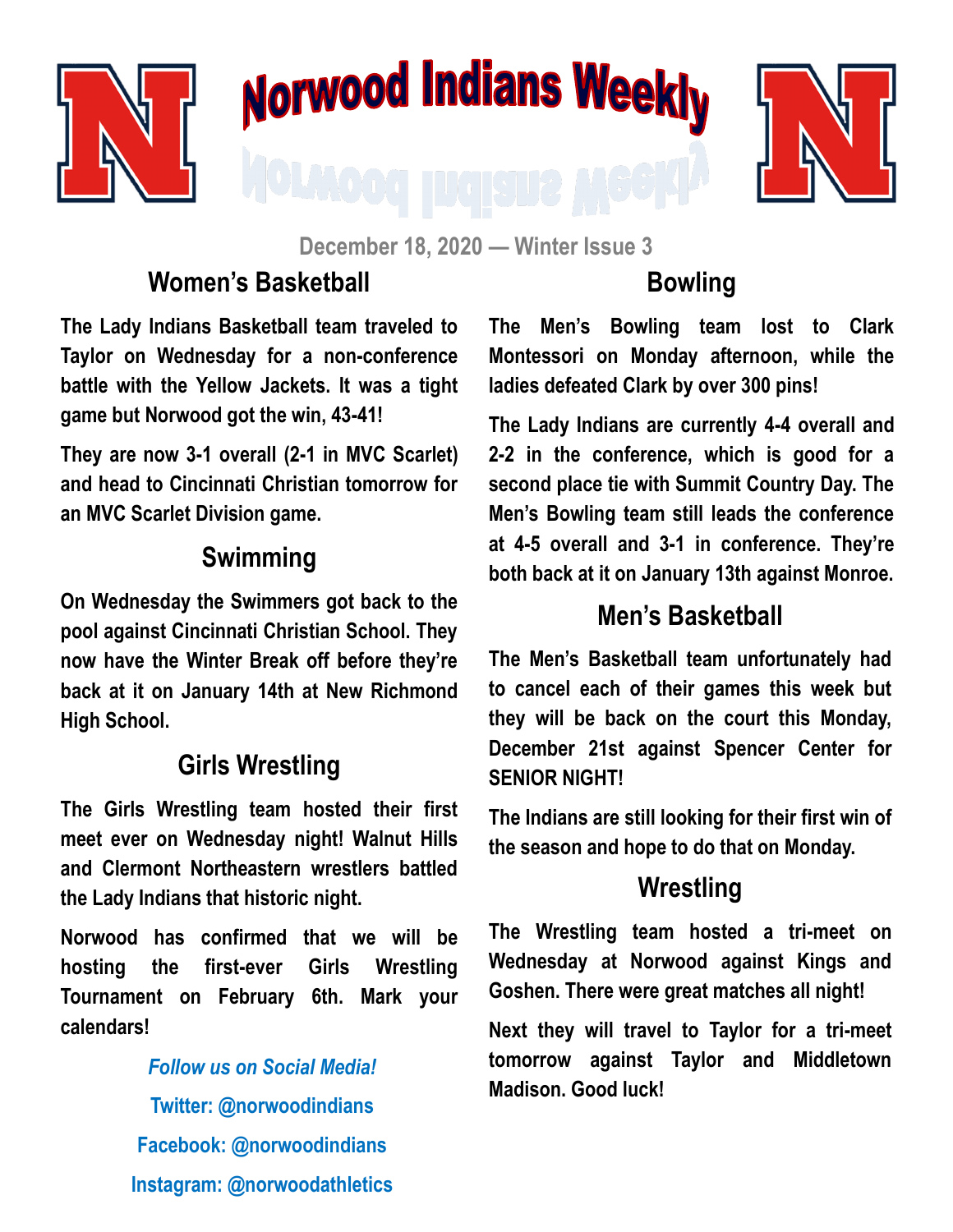# Norwood Indians Weekly

December 18, 2020 — Winter Issue 3

## Women's Basketball

**The Lady Indians Basketball team traveled to Taylor on Wednesday for a non-conference battle with the Yellow Jackets. It was a tight game but Norwood got the win, 43-41!**

**They are now 3-1 overall (2-1 in MVC Scarlet) and head to Cincinnati Christian tomorrow for an MVC Scarlet Division game.**

## Swimming

**On Wednesday the Swimmers got back to the pool against Cincinnati Christian School. They now have the Winter Break off before they're back at it on January 14th at New Richmond High School.**

## Girls Wrestling

**The Girls Wrestling team hosted their first meet ever on Wednesday night! Walnut Hills and Clermont Northeastern wrestlers battled the Lady Indians that historic night.**

**Norwood has confirmed that we will be hosting the first-ever Girls Wrestling Tournament on February 6th. Mark your calendars!**

*Follow us on Social Media!*

Twitter: @norwoodindians

Facebook: @norwoodindians

Instagram: @norwoodathletics

## Bowling

**The Men's Bowling team lost to Clark Montessori on Monday afternoon, while the ladies defeated Clark by over 300 pins!**

**The Lady Indians are currently 4-4 overall and 2-2 in the conference, which is good for a second place tie with Summit Country Day. The Men's Bowling team still leads the conference at 4-5 overall and 3-1 in conference. They're both back at it on January 13th against Monroe.**

## Men's Basketball

**The Men's Basketball team unfortunately had to cancel each of their games this week but they will be back on the court this Monday, December 21st against Spencer Center for SENIOR NIGHT!**

**The Indians are still looking for their first win of the season and hope to do that on Monday.**

## Wrestling

**The Wrestling team hosted a tri-meet on Wednesday at Norwood against Kings and Goshen. There were great matches all night!**

**Next they will travel to Taylor for a tri-meet tomorrow against Taylor and Middletown Madison. Good luck!**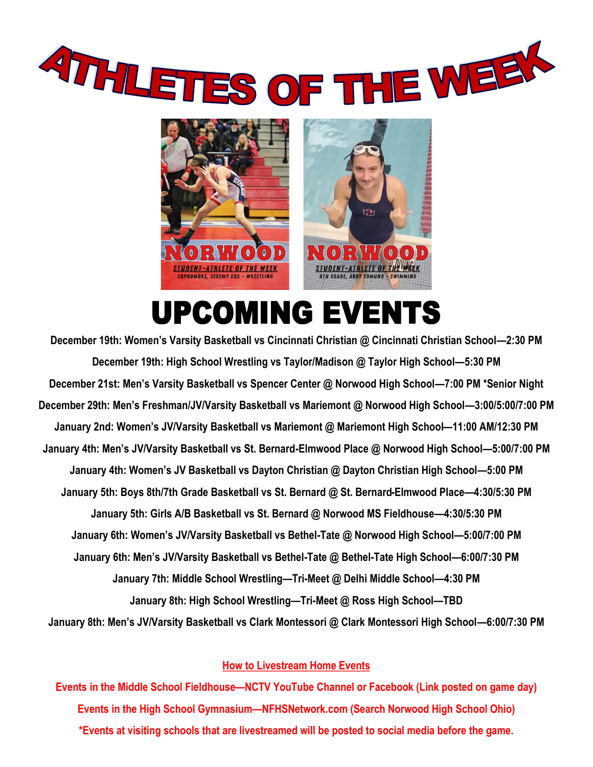# ATHLETES OF THE WEEK

NORWOOD
STUDENT-ATHLETE OF THE WEEK
SOPHOMORE, JEREMY COX - WRESTLING

NORWOOD
STUDENT-ATHLETE OF THE WEEK
8TH GRADE, ABBY EDMUND - SWIMMING

# UPCOMING EVENTS

**December 19th: Women's Varsity Basketball vs Cincinnati Christian @ Cincinnati Christian School—2:30 PM**

**December 19th: High School Wrestling vs Taylor/Madison @ Taylor High School—5:30 PM**

**December 21st: Men's Varsity Basketball vs Spencer Center @ Norwood High School—7:00 PM *Senior Night**

**December 29th: Men's Freshman/JV/Varsity Basketball vs Mariemont @ Norwood High School—3:00/5:00/7:00 PM**

**January 2nd: Women's JV/Varsity Basketball vs Mariemont @ Mariemont High School—11:00 AM/12:30 PM**

**January 4th: Men's JV/Varsity Basketball vs St. Bernard-Elmwood Place @ Norwood High School—5:00/7:00 PM**

**January 4th: Women's JV Basketball vs Dayton Christian @ Dayton Christian High School—5:00 PM**

**January 5th: Boys 8th/7th Grade Basketball vs St. Bernard @ St. Bernard-Elmwood Place—4:30/5:30 PM**

**January 5th: Girls A/B Basketball vs St. Bernard @ Norwood MS Fieldhouse—4:30/5:30 PM**

**January 6th: Women's JV/Varsity Basketball vs Bethel-Tate @ Norwood High School—5:00/7:00 PM**

**January 6th: Men's JV/Varsity Basketball vs Bethel-Tate @ Bethel-Tate High School—6:00/7:30 PM**

**January 7th: Middle School Wrestling—Tri-Meet @ Delhi Middle School—4:30 PM**

**January 8th: High School Wrestling—Tri-Meet @ Ross High School—TBD**

**January 8th: Men's JV/Varsity Basketball vs Clark Montessori @ Clark Montessori High School—6:00/7:30 PM**

**How to Livestream Home Events**

**Events in the Middle School Fieldhouse—NCTV YouTube Channel or Facebook (Link posted on game day)**

**Events in the High School Gymnasium—NFHSNetwork.com (Search Norwood High School Ohio)**

***Events at visiting schools that are livestreamed will be posted to social media before the game.**